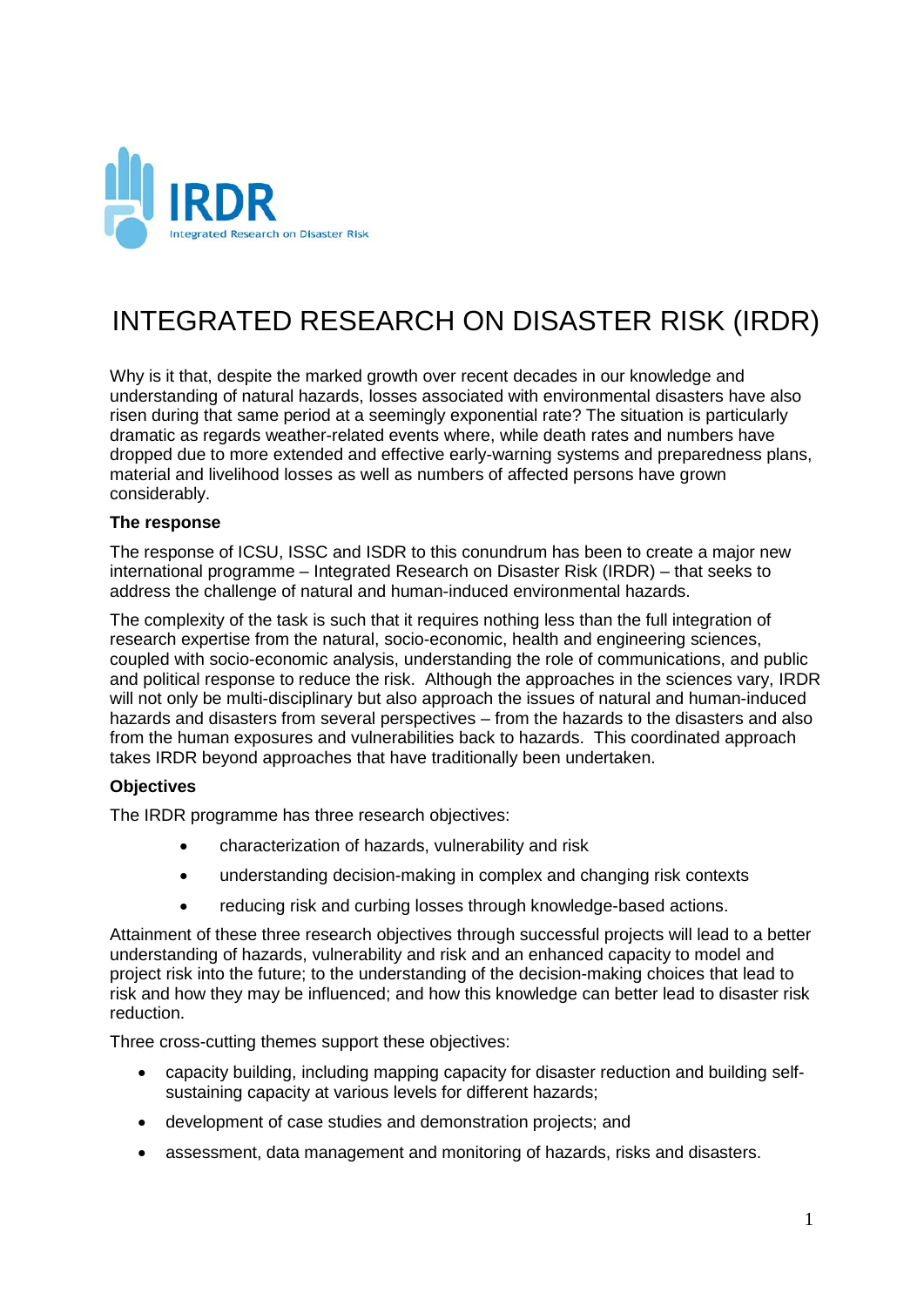# INTEGRATED RESEARCH ON DISASTER RISK (IRDR)

Why is it that, despite the marked growth over recent decades in our knowledge and understanding of natural hazards, losses associated with environmental disasters have also risen during that same period at a seemingly exponential rate? The situation is particularly dramatic as regards weather-related events where, while death rates and numbers have dropped due to more extended and effective early-warning systems and preparedness plans, material and livelihood losses as well as numbers of affected persons have grown considerably.

**The response**

The response of ICSU, ISSC and ISDR to this conundrum has been to create a major new international programme – Integrated Research on Disaster Risk (IRDR) – that seeks to address the challenge of natural and human-induced environmental hazards.

The complexity of the task is such that it requires nothing less than the full integration of research expertise from the natural, socio-economic, health and engineering sciences, coupled with socio-economic analysis, understanding the role of communications, and public and political response to reduce the risk. Although the approaches in the sciences vary, IRDR will not only be multi-disciplinary but also approach the issues of natural and human-induced hazards and disasters from several perspectives – from the hazards to the disasters and also from the human exposures and vulnerabilities back to hazards. This coordinated approach takes IRDR beyond approaches that have traditionally been undertaken.

**Objectives**

The IRDR programme has three research objectives:

- characterization of hazards, vulnerability and risk
- understanding decision-making in complex and changing risk contexts
- reducing risk and curbing losses through knowledge-based actions.

Attainment of these three research objectives through successful projects will lead to a better understanding of hazards, vulnerability and risk and an enhanced capacity to model and project risk into the future; to the understanding of the decision-making choices that lead to risk and how they may be influenced; and how this knowledge can better lead to disaster risk reduction.

Three cross-cutting themes support these objectives:

- capacity building, including mapping capacity for disaster reduction and building self-sustaining capacity at various levels for different hazards;
- development of case studies and demonstration projects; and
- assessment, data management and monitoring of hazards, risks and disasters.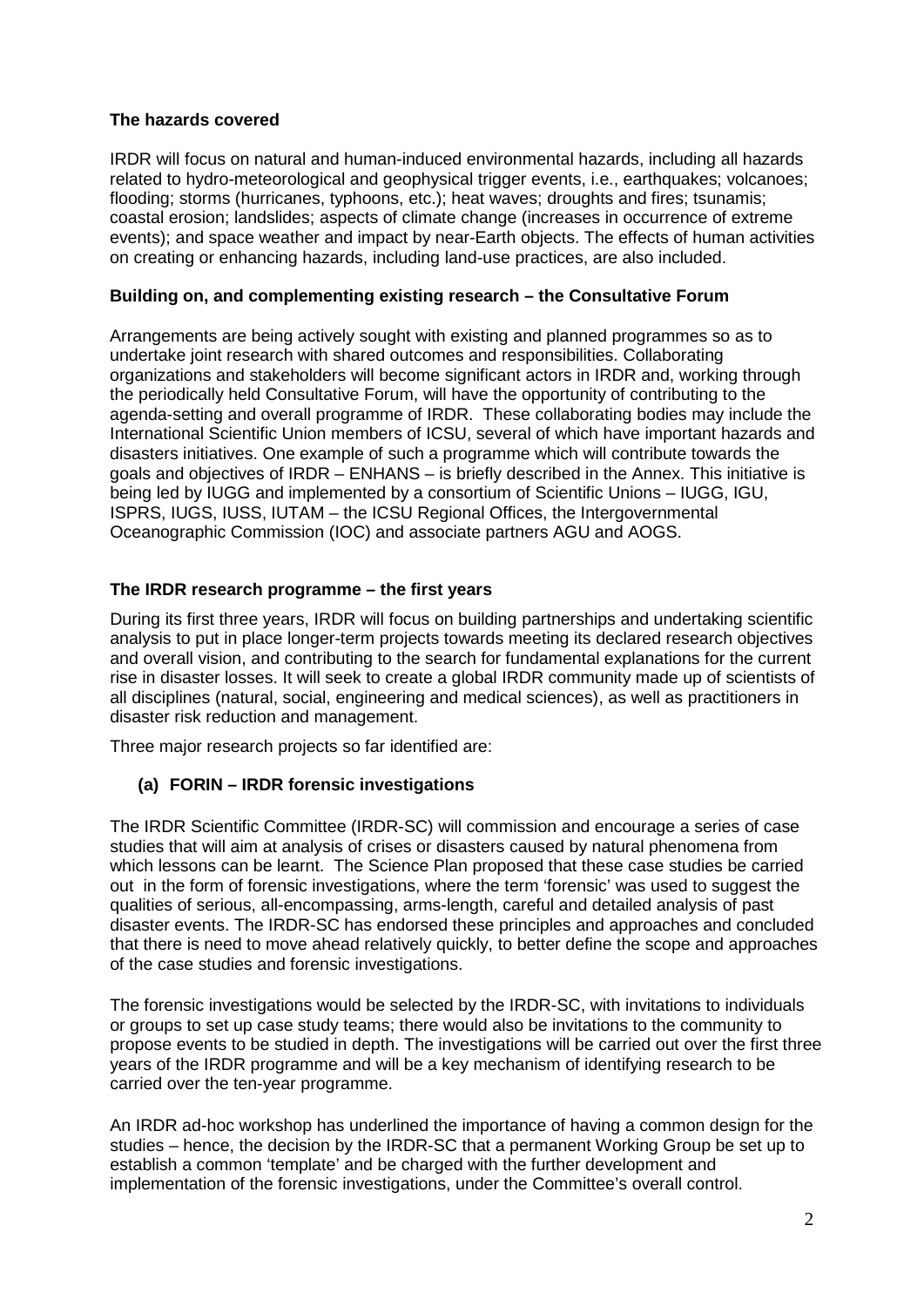**The hazards covered**

IRDR will focus on natural and human-induced environmental hazards, including all hazards related to hydro-meteorological and geophysical trigger events, i.e., earthquakes; volcanoes; flooding; storms (hurricanes, typhoons, etc.); heat waves; droughts and fires; tsunamis; coastal erosion; landslides; aspects of climate change (increases in occurrence of extreme events); and space weather and impact by near-Earth objects. The effects of human activities on creating or enhancing hazards, including land-use practices, are also included.

**Building on, and complementing existing research – the Consultative Forum**

Arrangements are being actively sought with existing and planned programmes so as to undertake joint research with shared outcomes and responsibilities. Collaborating organizations and stakeholders will become significant actors in IRDR and, working through the periodically held Consultative Forum, will have the opportunity of contributing to the agenda-setting and overall programme of IRDR. These collaborating bodies may include the International Scientific Union members of ICSU, several of which have important hazards and disasters initiatives. One example of such a programme which will contribute towards the goals and objectives of IRDR – ENHANS – is briefly described in the Annex. This initiative is being led by IUGG and implemented by a consortium of Scientific Unions – IUGG, IGU, ISPRS, IUGS, IUSS, IUTAM – the ICSU Regional Offices, the Intergovernmental Oceanographic Commission (IOC) and associate partners AGU and AOGS.

**The IRDR research programme – the first years**

During its first three years, IRDR will focus on building partnerships and undertaking scientific analysis to put in place longer-term projects towards meeting its declared research objectives and overall vision, and contributing to the search for fundamental explanations for the current rise in disaster losses. It will seek to create a global IRDR community made up of scientists of all disciplines (natural, social, engineering and medical sciences), as well as practitioners in disaster risk reduction and management.

Three major research projects so far identified are:

**(a) FORIN – IRDR forensic investigations**

The IRDR Scientific Committee (IRDR-SC) will commission and encourage a series of case studies that will aim at analysis of crises or disasters caused by natural phenomena from which lessons can be learnt. The Science Plan proposed that these case studies be carried out in the form of forensic investigations, where the term 'forensic' was used to suggest the qualities of serious, all-encompassing, arms-length, careful and detailed analysis of past disaster events. The IRDR-SC has endorsed these principles and approaches and concluded that there is need to move ahead relatively quickly, to better define the scope and approaches of the case studies and forensic investigations.

The forensic investigations would be selected by the IRDR-SC, with invitations to individuals or groups to set up case study teams; there would also be invitations to the community to propose events to be studied in depth. The investigations will be carried out over the first three years of the IRDR programme and will be a key mechanism of identifying research to be carried over the ten-year programme.

An IRDR ad-hoc workshop has underlined the importance of having a common design for the studies – hence, the decision by the IRDR-SC that a permanent Working Group be set up to establish a common 'template' and be charged with the further development and implementation of the forensic investigations, under the Committee's overall control.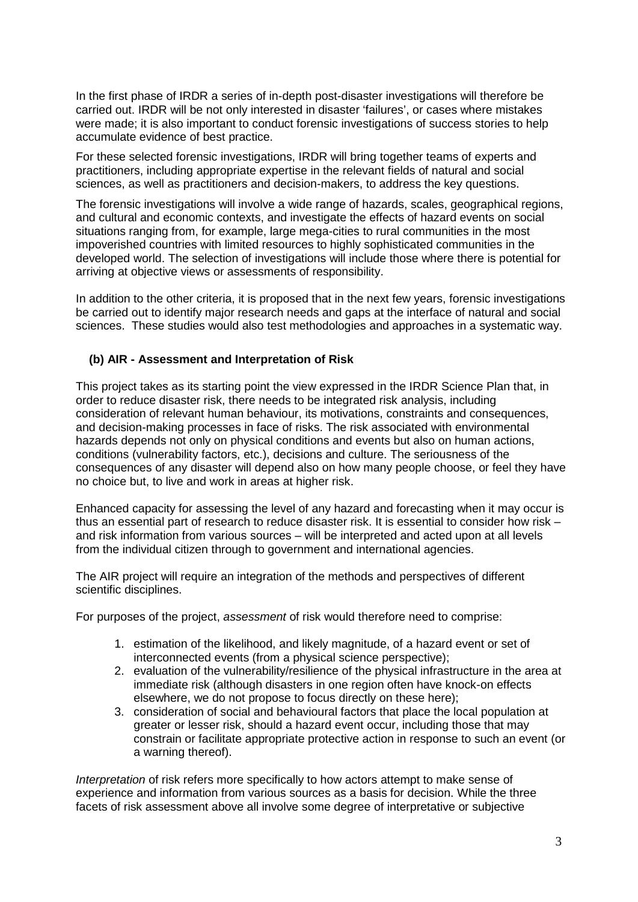In the first phase of IRDR a series of in-depth post-disaster investigations will therefore be carried out. IRDR will be not only interested in disaster 'failures', or cases where mistakes were made; it is also important to conduct forensic investigations of success stories to help accumulate evidence of best practice.

For these selected forensic investigations, IRDR will bring together teams of experts and practitioners, including appropriate expertise in the relevant fields of natural and social sciences, as well as practitioners and decision-makers, to address the key questions.

The forensic investigations will involve a wide range of hazards, scales, geographical regions, and cultural and economic contexts, and investigate the effects of hazard events on social situations ranging from, for example, large mega-cities to rural communities in the most impoverished countries with limited resources to highly sophisticated communities in the developed world. The selection of investigations will include those where there is potential for arriving at objective views or assessments of responsibility.

In addition to the other criteria, it is proposed that in the next few years, forensic investigations be carried out to identify major research needs and gaps at the interface of natural and social sciences. These studies would also test methodologies and approaches in a systematic way.

### (b) AIR - Assessment and Interpretation of Risk

This project takes as its starting point the view expressed in the IRDR Science Plan that, in order to reduce disaster risk, there needs to be integrated risk analysis, including consideration of relevant human behaviour, its motivations, constraints and consequences, and decision-making processes in face of risks. The risk associated with environmental hazards depends not only on physical conditions and events but also on human actions, conditions (vulnerability factors, etc.), decisions and culture. The seriousness of the consequences of any disaster will depend also on how many people choose, or feel they have no choice but, to live and work in areas at higher risk.

Enhanced capacity for assessing the level of any hazard and forecasting when it may occur is thus an essential part of research to reduce disaster risk. It is essential to consider how risk – and risk information from various sources – will be interpreted and acted upon at all levels from the individual citizen through to government and international agencies.

The AIR project will require an integration of the methods and perspectives of different scientific disciplines.

For purposes of the project, *assessment* of risk would therefore need to comprise:

1. estimation of the likelihood, and likely magnitude, of a hazard event or set of interconnected events (from a physical science perspective);
2. evaluation of the vulnerability/resilience of the physical infrastructure in the area at immediate risk (although disasters in one region often have knock-on effects elsewhere, we do not propose to focus directly on these here);
3. consideration of social and behavioural factors that place the local population at greater or lesser risk, should a hazard event occur, including those that may constrain or facilitate appropriate protective action in response to such an event (or a warning thereof).

*Interpretation* of risk refers more specifically to how actors attempt to make sense of experience and information from various sources as a basis for decision. While the three facets of risk assessment above all involve some degree of interpretative or subjective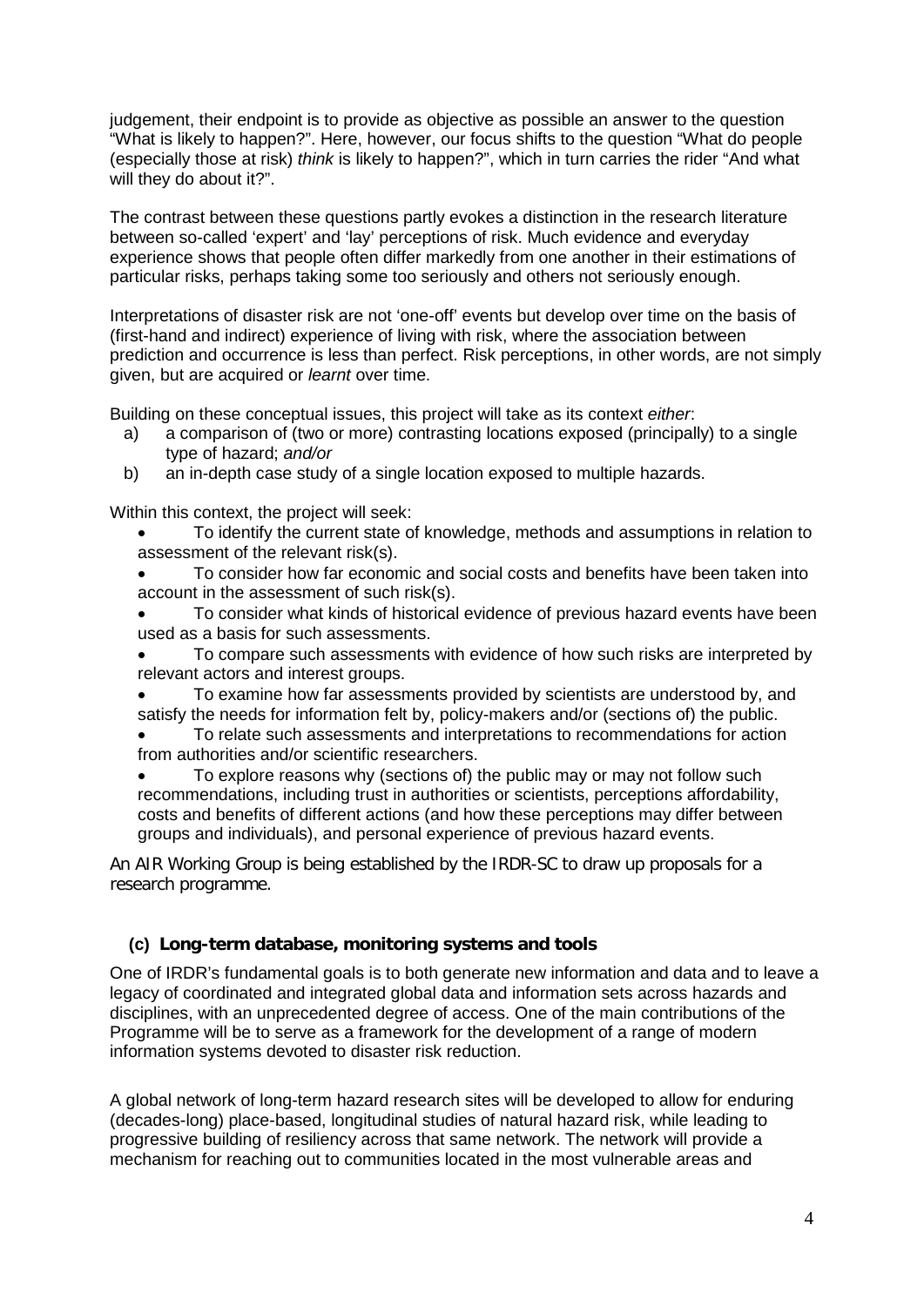judgement, their endpoint is to provide as objective as possible an answer to the question "What is likely to happen?". Here, however, our focus shifts to the question "What do people (especially those at risk) *think* is likely to happen?", which in turn carries the rider "And what will they do about it?".

The contrast between these questions partly evokes a distinction in the research literature between so-called 'expert' and 'lay' perceptions of risk. Much evidence and everyday experience shows that people often differ markedly from one another in their estimations of particular risks, perhaps taking some too seriously and others not seriously enough.

Interpretations of disaster risk are not 'one-off' events but develop over time on the basis of (first-hand and indirect) experience of living with risk, where the association between prediction and occurrence is less than perfect. Risk perceptions, in other words, are not simply given, but are acquired or *learnt* over time.

Building on these conceptual issues, this project will take as its context *either*:

a) a comparison of (two or more) contrasting locations exposed (principally) to a single type of hazard; *and/or*
b) an in-depth case study of a single location exposed to multiple hazards.

Within this context, the project will seek:

- To identify the current state of knowledge, methods and assumptions in relation to assessment of the relevant risk(s).
- To consider how far economic and social costs and benefits have been taken into account in the assessment of such risk(s).
- To consider what kinds of historical evidence of previous hazard events have been used as a basis for such assessments.
- To compare such assessments with evidence of how such risks are interpreted by relevant actors and interest groups.
- To examine how far assessments provided by scientists are understood by, and satisfy the needs for information felt by, policy-makers and/or (sections of) the public.
- To relate such assessments and interpretations to recommendations for action from authorities and/or scientific researchers.
- To explore reasons why (sections of) the public may or may not follow such recommendations, including trust in authorities or scientists, perceptions affordability, costs and benefits of different actions (and how these perceptions may differ between groups and individuals), and personal experience of previous hazard events.

An AIR Working Group is being established by the IRDR-SC to draw up proposals for a research programme.

### (c) Long-term database, monitoring systems and tools

One of IRDR's fundamental goals is to both generate new information and data and to leave a legacy of coordinated and integrated global data and information sets across hazards and disciplines, with an unprecedented degree of access. One of the main contributions of the Programme will be to serve as a framework for the development of a range of modern information systems devoted to disaster risk reduction.

A global network of long-term hazard research sites will be developed to allow for enduring (decades-long) place-based, longitudinal studies of natural hazard risk, while leading to progressive building of resiliency across that same network. The network will provide a mechanism for reaching out to communities located in the most vulnerable areas and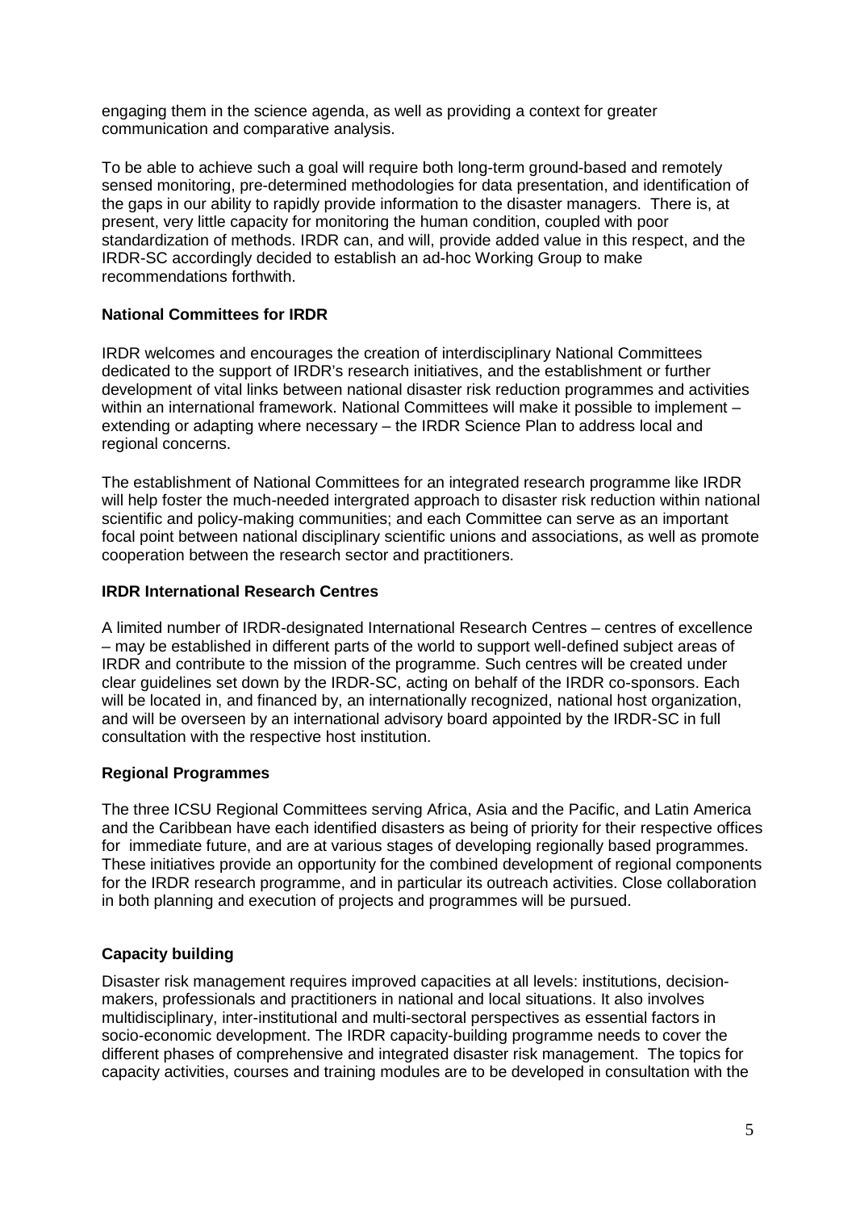engaging them in the science agenda, as well as providing a context for greater communication and comparative analysis.

To be able to achieve such a goal will require both long-term ground-based and remotely sensed monitoring, pre-determined methodologies for data presentation, and identification of the gaps in our ability to rapidly provide information to the disaster managers. There is, at present, very little capacity for monitoring the human condition, coupled with poor standardization of methods. IRDR can, and will, provide added value in this respect, and the IRDR-SC accordingly decided to establish an ad-hoc Working Group to make recommendations forthwith.

**National Committees for IRDR**

IRDR welcomes and encourages the creation of interdisciplinary National Committees dedicated to the support of IRDR's research initiatives, and the establishment or further development of vital links between national disaster risk reduction programmes and activities within an international framework. National Committees will make it possible to implement – extending or adapting where necessary – the IRDR Science Plan to address local and regional concerns.

The establishment of National Committees for an integrated research programme like IRDR will help foster the much-needed intergrated approach to disaster risk reduction within national scientific and policy-making communities; and each Committee can serve as an important focal point between national disciplinary scientific unions and associations, as well as promote cooperation between the research sector and practitioners.

**IRDR International Research Centres**

A limited number of IRDR-designated International Research Centres – centres of excellence – may be established in different parts of the world to support well-defined subject areas of IRDR and contribute to the mission of the programme. Such centres will be created under clear guidelines set down by the IRDR-SC, acting on behalf of the IRDR co-sponsors. Each will be located in, and financed by, an internationally recognized, national host organization, and will be overseen by an international advisory board appointed by the IRDR-SC in full consultation with the respective host institution.

**Regional Programmes**

The three ICSU Regional Committees serving Africa, Asia and the Pacific, and Latin America and the Caribbean have each identified disasters as being of priority for their respective offices for immediate future, and are at various stages of developing regionally based programmes. These initiatives provide an opportunity for the combined development of regional components for the IRDR research programme, and in particular its outreach activities. Close collaboration in both planning and execution of projects and programmes will be pursued.

**Capacity building**

Disaster risk management requires improved capacities at all levels: institutions, decision-makers, professionals and practitioners in national and local situations. It also involves multidisciplinary, inter-institutional and multi-sectoral perspectives as essential factors in socio-economic development. The IRDR capacity-building programme needs to cover the different phases of comprehensive and integrated disaster risk management. The topics for capacity activities, courses and training modules are to be developed in consultation with the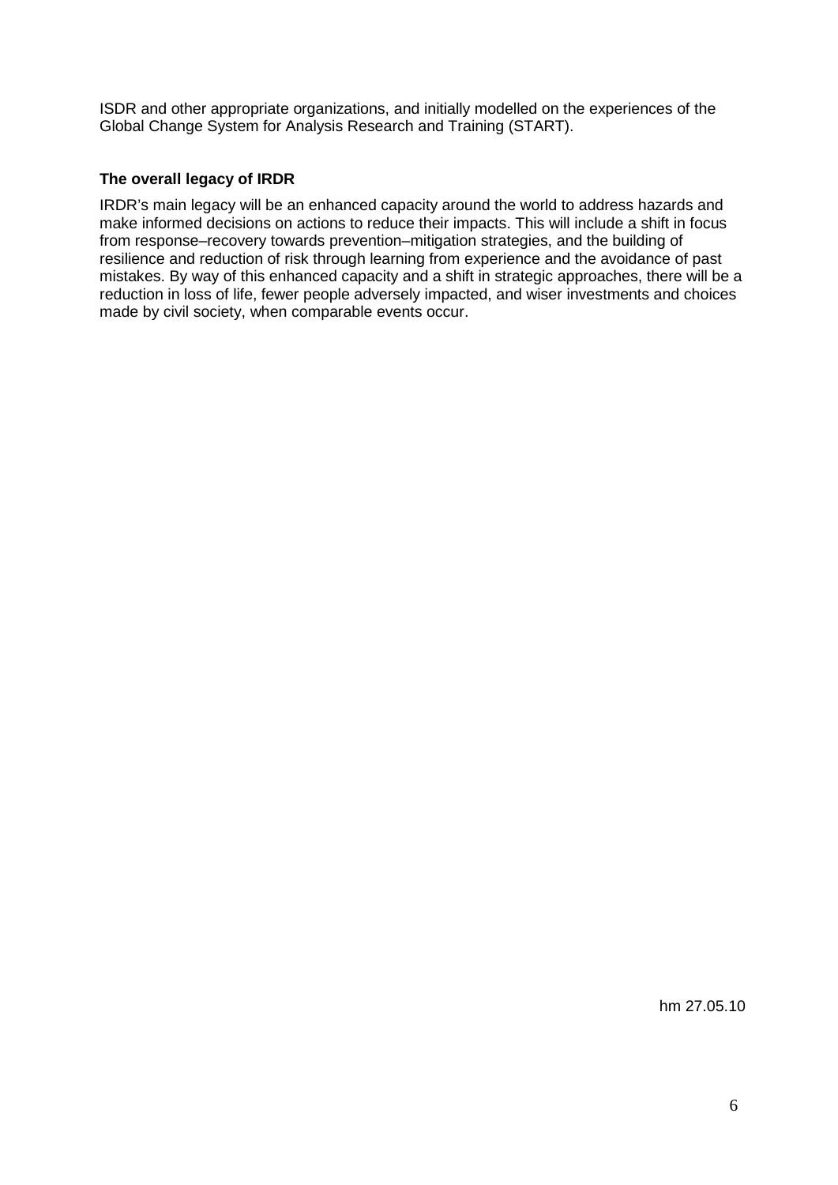ISDR and other appropriate organizations, and initially modelled on the experiences of the Global Change System for Analysis Research and Training (START).

**The overall legacy of IRDR**

IRDR's main legacy will be an enhanced capacity around the world to address hazards and make informed decisions on actions to reduce their impacts. This will include a shift in focus from response–recovery towards prevention–mitigation strategies, and the building of resilience and reduction of risk through learning from experience and the avoidance of past mistakes. By way of this enhanced capacity and a shift in strategic approaches, there will be a reduction in loss of life, fewer people adversely impacted, and wiser investments and choices made by civil society, when comparable events occur.

hm 27.05.10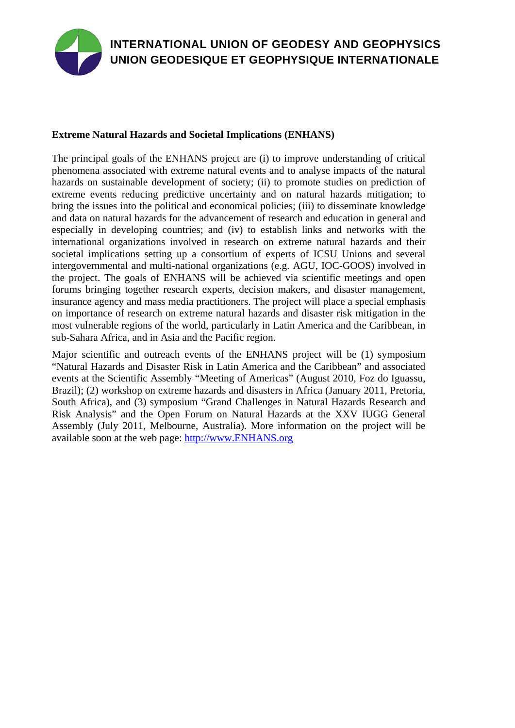**INTERNATIONAL UNION OF GEODESY AND GEOPHYSICS**
**UNION GEODESIQUE ET GEOPHYSIQUE INTERNATIONALE**

**Extreme Natural Hazards and Societal Implications (ENHANS)**

The principal goals of the ENHANS project are (i) to improve understanding of critical phenomena associated with extreme natural events and to analyse impacts of the natural hazards on sustainable development of society; (ii) to promote studies on prediction of extreme events reducing predictive uncertainty and on natural hazards mitigation; to bring the issues into the political and economical policies; (iii) to disseminate knowledge and data on natural hazards for the advancement of research and education in general and especially in developing countries; and (iv) to establish links and networks with the international organizations involved in research on extreme natural hazards and their societal implications setting up a consortium of experts of ICSU Unions and several intergovernmental and multi-national organizations (e.g. AGU, IOC-GOOS) involved in the project. The goals of ENHANS will be achieved via scientific meetings and open forums bringing together research experts, decision makers, and disaster management, insurance agency and mass media practitioners. The project will place a special emphasis on importance of research on extreme natural hazards and disaster risk mitigation in the most vulnerable regions of the world, particularly in Latin America and the Caribbean, in sub-Sahara Africa, and in Asia and the Pacific region.

Major scientific and outreach events of the ENHANS project will be (1) symposium “Natural Hazards and Disaster Risk in Latin America and the Caribbean” and associated events at the Scientific Assembly “Meeting of Americas” (August 2010, Foz do Iguassu, Brazil); (2) workshop on extreme hazards and disasters in Africa (January 2011, Pretoria, South Africa), and (3) symposium “Grand Challenges in Natural Hazards Research and Risk Analysis” and the Open Forum on Natural Hazards at the XXV IUGG General Assembly (July 2011, Melbourne, Australia). More information on the project will be available soon at the web page: http://www.ENHANS.org